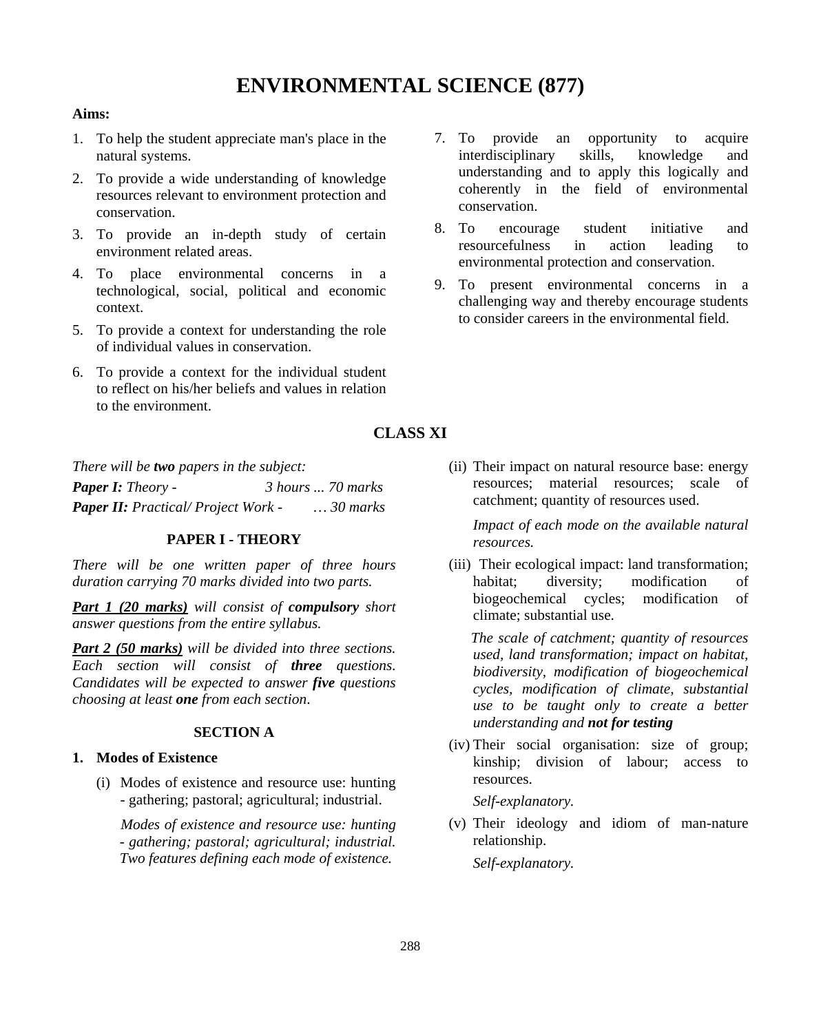# ENVIRONMENTAL SCIENCE (877)

**Aims:**

1. To help the student appreciate man's place in the natural systems.
2. To provide a wide understanding of knowledge resources relevant to environment protection and conservation.
3. To provide an in-depth study of certain environment related areas.
4. To place environmental concerns in a technological, social, political and economic context.
5. To provide a context for understanding the role of individual values in conservation.
6. To provide a context for the individual student to reflect on his/her beliefs and values in relation to the environment.
7. To provide an opportunity to acquire interdisciplinary skills, knowledge and understanding and to apply this logically and coherently in the field of environmental conservation.
8. To encourage student initiative and resourcefulness in action leading to environmental protection and conservation.
9. To present environmental concerns in a challenging way and thereby encourage students to consider careers in the environmental field.

## CLASS XI

*There will be **two** papers in the subject:*

***Paper I:** Theory - 3 hours ... 70 marks*

***Paper II:** Practical/ Project Work - … 30 marks*

### PAPER I - THEORY

*There will be one written paper of three hours duration carrying 70 marks divided into two parts.*

***Part 1 (20 marks)** will consist of **compulsory** short answer questions from the entire syllabus.*

***Part 2 (50 marks)** will be divided into three sections. Each section will consist of **three** questions. Candidates will be expected to answer **five** questions choosing at least **one** from each section.*

### SECTION A

**1. Modes of Existence**

(i) Modes of existence and resource use: hunting - gathering; pastoral; agricultural; industrial.

*Modes of existence and resource use: hunting - gathering; pastoral; agricultural; industrial. Two features defining each mode of existence.*

(ii) Their impact on natural resource base: energy resources; material resources; scale of catchment; quantity of resources used.

*Impact of each mode on the available natural resources.*

(iii) Their ecological impact: land transformation; habitat; diversity; modification of biogeochemical cycles; modification of climate; substantial use.

*The scale of catchment; quantity of resources used, land transformation; impact on habitat, biodiversity, modification of biogeochemical cycles, modification of climate, substantial use to be taught only to create a better understanding and **not for testing***

(iv) Their social organisation: size of group; kinship; division of labour; access to resources.

*Self-explanatory.*

(v) Their ideology and idiom of man-nature relationship.

*Self-explanatory.*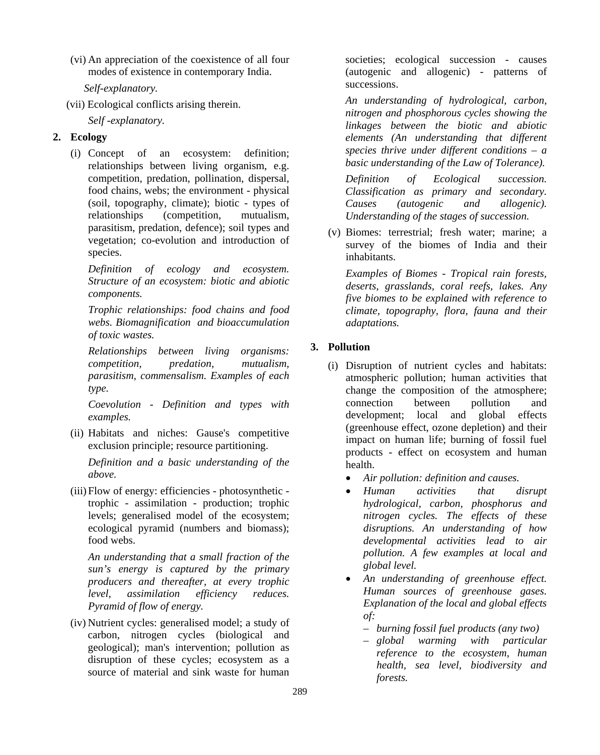(vi) An appreciation of the coexistence of all four modes of existence in contemporary India.

*Self-explanatory.*

(vii) Ecological conflicts arising therein.

*Self -explanatory.*

**2. Ecology**

(i) Concept of an ecosystem: definition; relationships between living organism, e.g. competition, predation, pollination, dispersal, food chains, webs; the environment - physical (soil, topography, climate); biotic - types of relationships (competition, mutualism, parasitism, predation, defence); soil types and vegetation; co-evolution and introduction of species.

*Definition of ecology and ecosystem. Structure of an ecosystem: biotic and abiotic components.*

*Trophic relationships: food chains and food webs. Biomagnification and bioaccumulation of toxic wastes.*

*Relationships between living organisms: competition, predation, mutualism, parasitism, commensalism. Examples of each type.*

*Coevolution - Definition and types with examples.*

(ii) Habitats and niches: Gause's competitive exclusion principle; resource partitioning.

*Definition and a basic understanding of the above.*

(iii) Flow of energy: efficiencies - photosynthetic - trophic - assimilation - production; trophic levels; generalised model of the ecosystem; ecological pyramid (numbers and biomass); food webs.

*An understanding that a small fraction of the sun's energy is captured by the primary producers and thereafter, at every trophic level, assimilation efficiency reduces. Pyramid of flow of energy.*

(iv) Nutrient cycles: generalised model; a study of carbon, nitrogen cycles (biological and geological); man's intervention; pollution as disruption of these cycles; ecosystem as a source of material and sink waste for human societies; ecological succession - causes (autogenic and allogenic) - patterns of successions.

*An understanding of hydrological, carbon, nitrogen and phosphorous cycles showing the linkages between the biotic and abiotic elements (An understanding that different species thrive under different conditions – a basic understanding of the Law of Tolerance).*

*Definition of Ecological succession. Classification as primary and secondary. Causes (autogenic and allogenic). Understanding of the stages of succession.*

(v) Biomes: terrestrial; fresh water; marine; a survey of the biomes of India and their inhabitants.

*Examples of Biomes - Tropical rain forests, deserts, grasslands, coral reefs, lakes. Any five biomes to be explained with reference to climate, topography, flora, fauna and their adaptations.*

**3. Pollution**

(i) Disruption of nutrient cycles and habitats: atmospheric pollution; human activities that change the composition of the atmosphere; connection between pollution and development; local and global effects (greenhouse effect, ozone depletion) and their impact on human life; burning of fossil fuel products - effect on ecosystem and human health.

- *Air pollution: definition and causes.*
- *Human activities that disrupt hydrological, carbon, phosphorus and nitrogen cycles. The effects of these disruptions. An understanding of how developmental activities lead to air pollution. A few examples at local and global level.*
- *An understanding of greenhouse effect. Human sources of greenhouse gases. Explanation of the local and global effects of:*
  - *burning fossil fuel products (any two)*
  - *global warming with particular reference to the ecosystem, human health, sea level, biodiversity and forests.*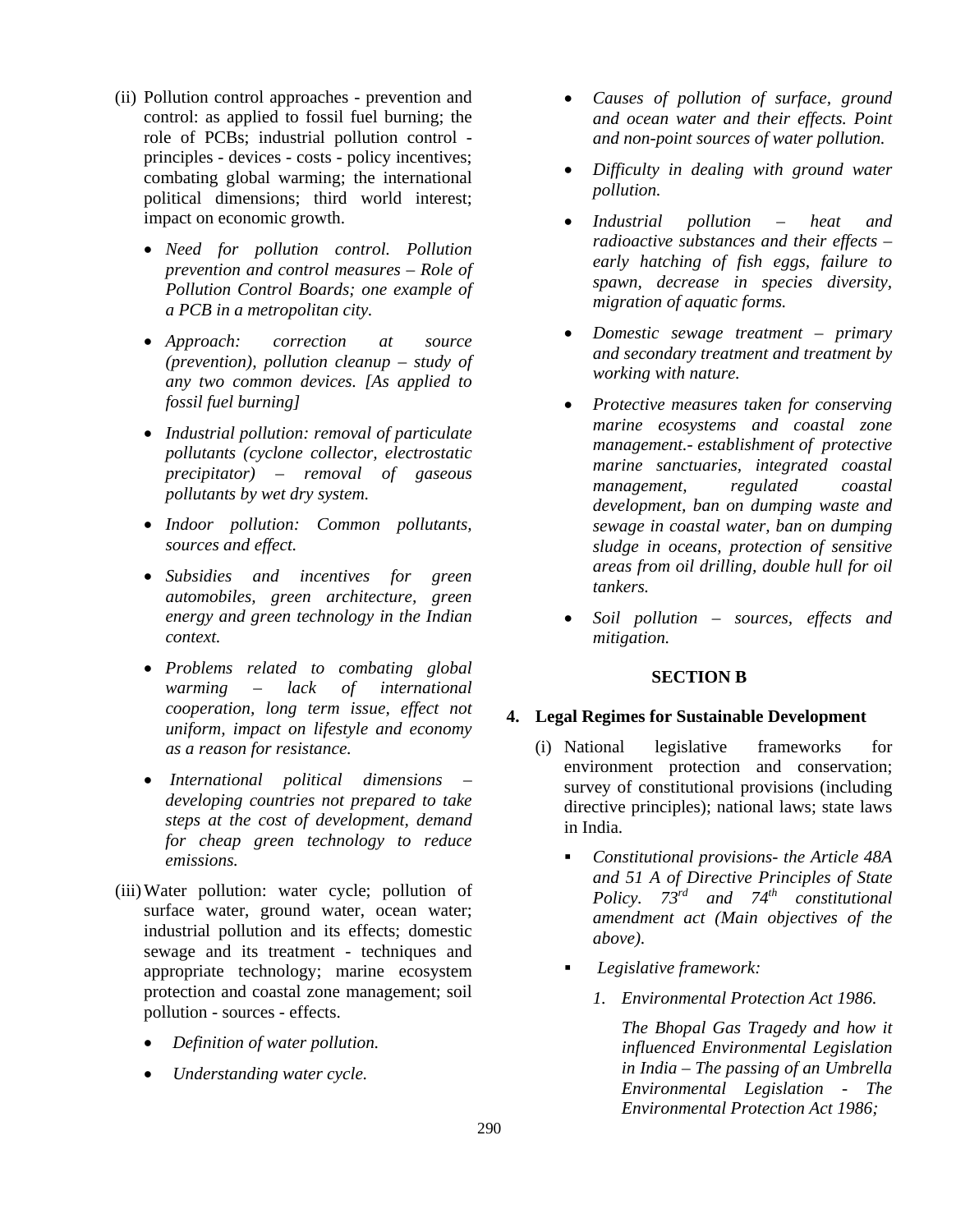(ii) Pollution control approaches - prevention and control: as applied to fossil fuel burning; the role of PCBs; industrial pollution control - principles - devices - costs - policy incentives; combating global warming; the international political dimensions; third world interest; impact on economic growth.

- *Need for pollution control. Pollution prevention and control measures – Role of Pollution Control Boards; one example of a PCB in a metropolitan city.*
- *Approach: correction at source (prevention), pollution cleanup – study of any two common devices. [As applied to fossil fuel burning]*
- *Industrial pollution: removal of particulate pollutants (cyclone collector, electrostatic precipitator) – removal of gaseous pollutants by wet dry system.*
- *Indoor pollution: Common pollutants, sources and effect.*
- *Subsidies and incentives for green automobiles, green architecture, green energy and green technology in the Indian context.*
- *Problems related to combating global warming – lack of international cooperation, long term issue, effect not uniform, impact on lifestyle and economy as a reason for resistance.*
- *International political dimensions – developing countries not prepared to take steps at the cost of development, demand for cheap green technology to reduce emissions.*

(iii) Water pollution: water cycle; pollution of surface water, ground water, ocean water; industrial pollution and its effects; domestic sewage and its treatment - techniques and appropriate technology; marine ecosystem protection and coastal zone management; soil pollution - sources - effects.

- *Definition of water pollution.*
- *Understanding water cycle.*
- *Causes of pollution of surface, ground and ocean water and their effects. Point and non-point sources of water pollution.*
- *Difficulty in dealing with ground water pollution.*
- *Industrial pollution – heat and radioactive substances and their effects – early hatching of fish eggs, failure to spawn, decrease in species diversity, migration of aquatic forms.*
- *Domestic sewage treatment – primary and secondary treatment and treatment by working with nature.*
- *Protective measures taken for conserving marine ecosystems and coastal zone management.- establishment of protective marine sanctuaries, integrated coastal management, regulated coastal development, ban on dumping waste and sewage in coastal water, ban on dumping sludge in oceans, protection of sensitive areas from oil drilling, double hull for oil tankers.*
- *Soil pollution – sources, effects and mitigation.*

## SECTION B

### 4. Legal Regimes for Sustainable Development

(i) National legislative frameworks for environment protection and conservation; survey of constitutional provisions (including directive principles); national laws; state laws in India.

- *Constitutional provisions- the Article 48A and 51 A of Directive Principles of State Policy. 73rd and 74th constitutional amendment act (Main objectives of the above).*
- *Legislative framework:*
  1. *Environmental Protection Act 1986.*

     *The Bhopal Gas Tragedy and how it influenced Environmental Legislation in India – The passing of an Umbrella Environmental Legislation - The Environmental Protection Act 1986;*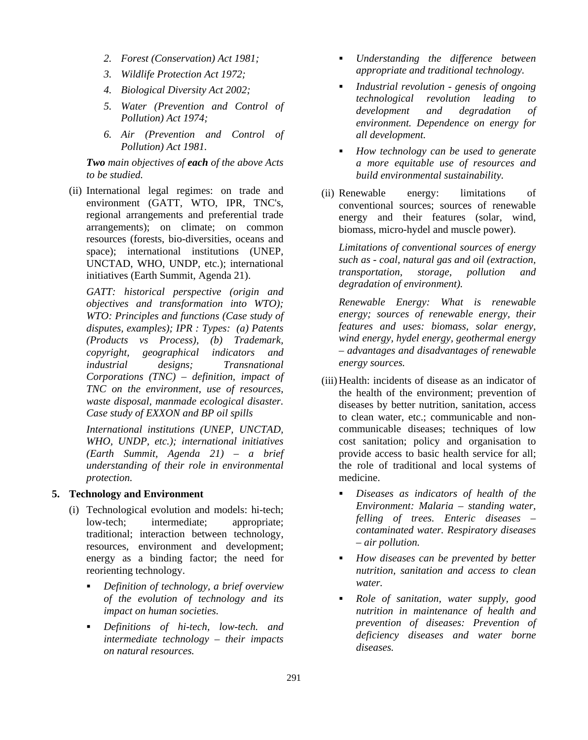2. *Forest (Conservation) Act 1981;*
3. *Wildlife Protection Act 1972;*
4. *Biological Diversity Act 2002;*
5. *Water (Prevention and Control of Pollution) Act 1974;*
6. *Air (Prevention and Control of Pollution) Act 1981.*

***Two** main objectives of **each** of the above Acts to be studied.*

(ii) International legal regimes: on trade and environment (GATT, WTO, IPR, TNC's, regional arrangements and preferential trade arrangements); on climate; on common resources (forests, bio-diversities, oceans and space); international institutions (UNEP, UNCTAD, WHO, UNDP, etc.); international initiatives (Earth Summit, Agenda 21).

*GATT: historical perspective (origin and objectives and transformation into WTO); WTO: Principles and functions (Case study of disputes, examples); IPR : Types: (a) Patents (Products vs Process), (b) Trademark, copyright, geographical indicators and industrial designs; Transnational Corporations (TNC) – definition, impact of TNC on the environment, use of resources, waste disposal, manmade ecological disaster. Case study of EXXON and BP oil spills*

*International institutions (UNEP, UNCTAD, WHO, UNDP, etc.); international initiatives (Earth Summit, Agenda 21) – a brief understanding of their role in environmental protection.*

## 5. Technology and Environment

(i) Technological evolution and models: hi-tech; low-tech; intermediate; appropriate; traditional; interaction between technology, resources, environment and development; energy as a binding factor; the need for reorienting technology.

- *Definition of technology, a brief overview of the evolution of technology and its impact on human societies.*
- *Definitions of hi-tech, low-tech. and intermediate technology – their impacts on natural resources.*
- *Understanding the difference between appropriate and traditional technology.*
- *Industrial revolution - genesis of ongoing technological revolution leading to development and degradation of environment. Dependence on energy for all development.*
- *How technology can be used to generate a more equitable use of resources and build environmental sustainability.*

(ii) Renewable energy: limitations of conventional sources; sources of renewable energy and their features (solar, wind, biomass, micro-hydel and muscle power).

*Limitations of conventional sources of energy such as - coal, natural gas and oil (extraction, transportation, storage, pollution and degradation of environment).*

*Renewable Energy: What is renewable energy; sources of renewable energy, their features and uses: biomass, solar energy, wind energy, hydel energy, geothermal energy – advantages and disadvantages of renewable energy sources.*

(iii) Health: incidents of disease as an indicator of the health of the environment; prevention of diseases by better nutrition, sanitation, access to clean water, etc.; communicable and non-communicable diseases; techniques of low cost sanitation; policy and organisation to provide access to basic health service for all; the role of traditional and local systems of medicine.

- *Diseases as indicators of health of the Environment: Malaria – standing water, felling of trees. Enteric diseases – contaminated water. Respiratory diseases – air pollution.*
- *How diseases can be prevented by better nutrition, sanitation and access to clean water.*
- *Role of sanitation, water supply, good nutrition in maintenance of health and prevention of diseases: Prevention of deficiency diseases and water borne diseases.*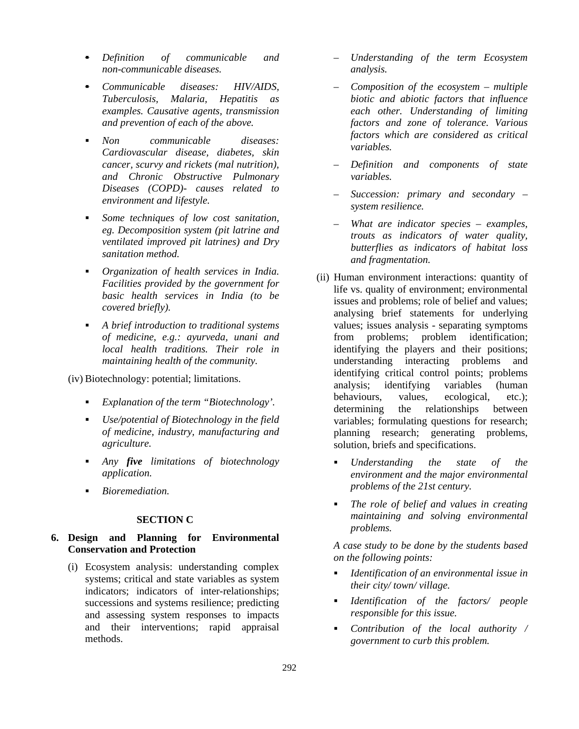- *Definition of communicable and non-communicable diseases.*
- *Communicable diseases: HIV/AIDS, Tuberculosis, Malaria, Hepatitis as examples. Causative agents, transmission and prevention of each of the above.*
- *Non communicable diseases: Cardiovascular disease, diabetes, skin cancer, scurvy and rickets (mal nutrition), and Chronic Obstructive Pulmonary Diseases (COPD)- causes related to environment and lifestyle.*
- *Some techniques of low cost sanitation, eg. Decomposition system (pit latrine and ventilated improved pit latrines) and Dry sanitation method.*
- *Organization of health services in India. Facilities provided by the government for basic health services in India (to be covered briefly).*
- *A brief introduction to traditional systems of medicine, e.g.: ayurveda, unani and local health traditions. Their role in maintaining health of the community.*

(iv) Biotechnology: potential; limitations.

- *Explanation of the term "Biotechnology'.*
- *Use/potential of Biotechnology in the field of medicine, industry, manufacturing and agriculture.*
- *Any **five** limitations of biotechnology application.*
- *Bioremediation.*

## SECTION C

### 6. Design and Planning for Environmental Conservation and Protection

(i) Ecosystem analysis: understanding complex systems; critical and state variables as system indicators; indicators of inter-relationships; successions and systems resilience; predicting and assessing system responses to impacts and their interventions; rapid appraisal methods.

- *Understanding of the term Ecosystem analysis.*
- *Composition of the ecosystem – multiple biotic and abiotic factors that influence each other. Understanding of limiting factors and zone of tolerance. Various factors which are considered as critical variables.*
- *Definition and components of state variables.*
- *Succession: primary and secondary – system resilience.*
- *What are indicator species – examples, trouts as indicators of water quality, butterflies as indicators of habitat loss and fragmentation.*

(ii) Human environment interactions: quantity of life vs. quality of environment; environmental issues and problems; role of belief and values; analysing brief statements for underlying values; issues analysis - separating symptoms from problems; problem identification; identifying the players and their positions; understanding interacting problems and identifying critical control points; problems analysis; identifying variables (human behaviours, values, ecological, etc.); determining the relationships between variables; formulating questions for research; planning research; generating problems, solution, briefs and specifications.

- *Understanding the state of the environment and the major environmental problems of the 21st century.*
- *The role of belief and values in creating maintaining and solving environmental problems.*

*A case study to be done by the students based on the following points:*

- *Identification of an environmental issue in their city/ town/ village.*
- *Identification of the factors/ people responsible for this issue.*
- *Contribution of the local authority / government to curb this problem.*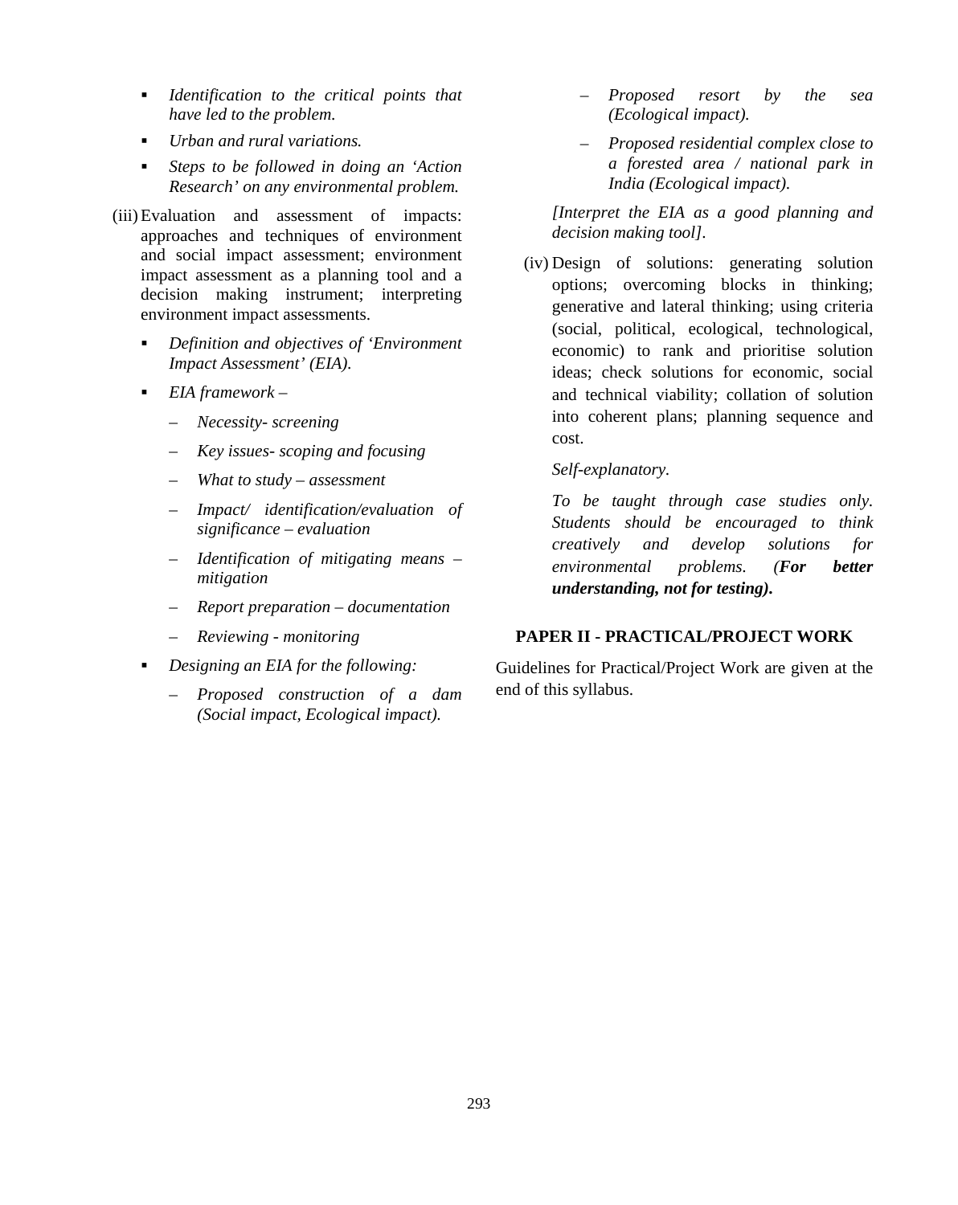- *Identification to the critical points that have led to the problem.*
- *Urban and rural variations.*
- *Steps to be followed in doing an 'Action Research' on any environmental problem.*

(iii) Evaluation and assessment of impacts: approaches and techniques of environment and social impact assessment; environment impact assessment as a planning tool and a decision making instrument; interpreting environment impact assessments.

- *Definition and objectives of 'Environment Impact Assessment' (EIA).*
- *EIA framework –*
  - *Necessity- screening*
  - *Key issues- scoping and focusing*
  - *What to study – assessment*
  - *Impact/ identification/evaluation of significance – evaluation*
  - *Identification of mitigating means – mitigation*
  - *Report preparation – documentation*
  - *Reviewing - monitoring*
- *Designing an EIA for the following:*
  - *Proposed construction of a dam (Social impact, Ecological impact).*
  - *Proposed resort by the sea (Ecological impact).*
  - *Proposed residential complex close to a forested area / national park in India (Ecological impact).*

*[Interpret the EIA as a good planning and decision making tool].*

(iv) Design of solutions: generating solution options; overcoming blocks in thinking; generative and lateral thinking; using criteria (social, political, ecological, technological, economic) to rank and prioritise solution ideas; check solutions for economic, social and technical viability; collation of solution into coherent plans; planning sequence and cost.

*Self-explanatory.*

*To be taught through case studies only. Students should be encouraged to think creatively and develop solutions for environmental problems. (**For better understanding, not for testing**).*

## PAPER II - PRACTICAL/PROJECT WORK

Guidelines for Practical/Project Work are given at the end of this syllabus.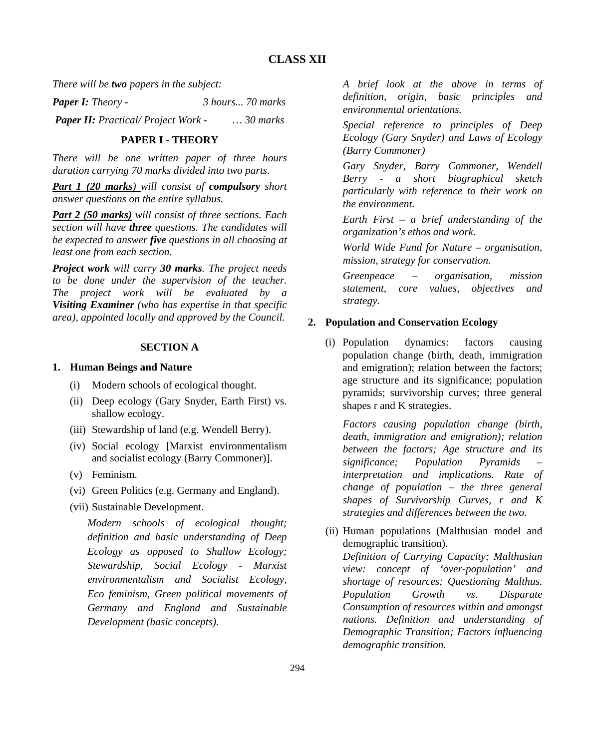## CLASS XII

*There will be* ***two*** *papers in the subject:*

***Paper I:*** *Theory - 3 hours... 70 marks*

***Paper II:*** *Practical/ Project Work - … 30 marks*

### PAPER I - THEORY

*There will be one written paper of three hours duration carrying 70 marks divided into two parts.*

***Part 1 (20 marks)*** *will consist of* ***compulsory*** *short answer questions on the entire syllabus.*

***Part 2 (50 marks)*** *will consist of three sections. Each section will have* ***three*** *questions. The candidates will be expected to answer* ***five*** *questions in all choosing at least one from each section.*

***Project work*** *will carry* ***30 marks****. The project needs to be done under the supervision of the teacher. The project work will be evaluated by a* ***Visiting Examiner*** *(who has expertise in that specific area), appointed locally and approved by the Council.*

### SECTION A

**1. Human Beings and Nature**

(i) Modern schools of ecological thought.

(ii) Deep ecology (Gary Snyder, Earth First) vs. shallow ecology.

(iii) Stewardship of land (e.g. Wendell Berry).

(iv) Social ecology [Marxist environmentalism and socialist ecology (Barry Commoner)].

(v) Feminism.

(vi) Green Politics (e.g. Germany and England).

(vii) Sustainable Development.

*Modern schools of ecological thought; definition and basic understanding of Deep Ecology as opposed to Shallow Ecology; Stewardship, Social Ecology - Marxist environmentalism and Socialist Ecology, Eco feminism, Green political movements of Germany and England and Sustainable Development (basic concepts).*

*A brief look at the above in terms of definition, origin, basic principles and environmental orientations.*

*Special reference to principles of Deep Ecology (Gary Snyder) and Laws of Ecology (Barry Commoner)*

*Gary Snyder, Barry Commoner, Wendell Berry - a short biographical sketch particularly with reference to their work on the environment.*

*Earth First – a brief understanding of the organization's ethos and work.*

*World Wide Fund for Nature – organisation, mission, strategy for conservation.*

*Greenpeace – organisation, mission statement, core values, objectives and strategy.*

**2. Population and Conservation Ecology**

(i) Population dynamics: factors causing population change (birth, death, immigration and emigration); relation between the factors; age structure and its significance; population pyramids; survivorship curves; three general shapes r and K strategies.

*Factors causing population change (birth, death, immigration and emigration); relation between the factors; Age structure and its significance; Population Pyramids – interpretation and implications. Rate of change of population – the three general shapes of Survivorship Curves, r and K strategies and differences between the two.*

(ii) Human populations (Malthusian model and demographic transition).
*Definition of Carrying Capacity; Malthusian view: concept of 'over-population' and shortage of resources; Questioning Malthus. Population Growth vs. Disparate Consumption of resources within and amongst nations. Definition and understanding of Demographic Transition; Factors influencing demographic transition.*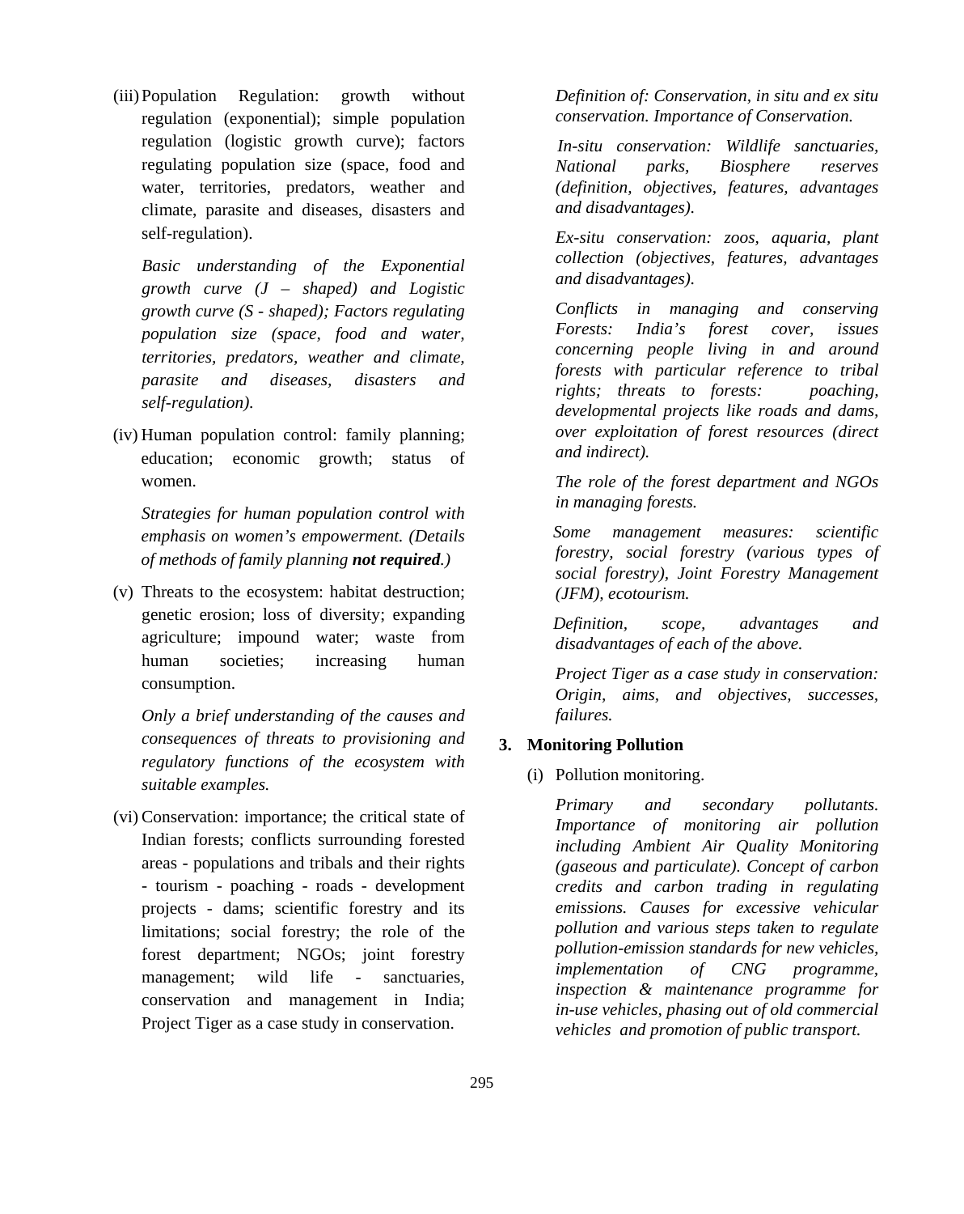(iii) Population Regulation: growth without regulation (exponential); simple population regulation (logistic growth curve); factors regulating population size (space, food and water, territories, predators, weather and climate, parasite and diseases, disasters and self-regulation).

*Basic understanding of the Exponential growth curve (J – shaped) and Logistic growth curve (S - shaped); Factors regulating population size (space, food and water, territories, predators, weather and climate, parasite and diseases, disasters and self-regulation).*

(iv) Human population control: family planning; education; economic growth; status of women.

*Strategies for human population control with emphasis on women's empowerment. (Details of methods of family planning **not required**.)*

(v) Threats to the ecosystem: habitat destruction; genetic erosion; loss of diversity; expanding agriculture; impound water; waste from human societies; increasing human consumption.

*Only a brief understanding of the causes and consequences of threats to provisioning and regulatory functions of the ecosystem with suitable examples.*

(vi) Conservation: importance; the critical state of Indian forests; conflicts surrounding forested areas - populations and tribals and their rights - tourism - poaching - roads - development projects - dams; scientific forestry and its limitations; social forestry; the role of the forest department; NGOs; joint forestry management; wild life - sanctuaries, conservation and management in India; Project Tiger as a case study in conservation.

*Definition of: Conservation, in situ and ex situ conservation. Importance of Conservation.*

*In-situ conservation: Wildlife sanctuaries, National parks, Biosphere reserves (definition, objectives, features, advantages and disadvantages).*

*Ex-situ conservation: zoos, aquaria, plant collection (objectives, features, advantages and disadvantages).*

*Conflicts in managing and conserving Forests: India's forest cover, issues concerning people living in and around forests with particular reference to tribal rights; threats to forests: poaching, developmental projects like roads and dams, over exploitation of forest resources (direct and indirect).*

*The role of the forest department and NGOs in managing forests.*

*Some management measures: scientific forestry, social forestry (various types of social forestry), Joint Forestry Management (JFM), ecotourism.*

*Definition, scope, advantages and disadvantages of each of the above.*

*Project Tiger as a case study in conservation: Origin, aims, and objectives, successes, failures.*

**3. Monitoring Pollution**

(i) Pollution monitoring.

*Primary and secondary pollutants. Importance of monitoring air pollution including Ambient Air Quality Monitoring (gaseous and particulate). Concept of carbon credits and carbon trading in regulating emissions. Causes for excessive vehicular pollution and various steps taken to regulate pollution-emission standards for new vehicles, implementation of CNG programme, inspection & maintenance programme for in-use vehicles, phasing out of old commercial vehicles and promotion of public transport.*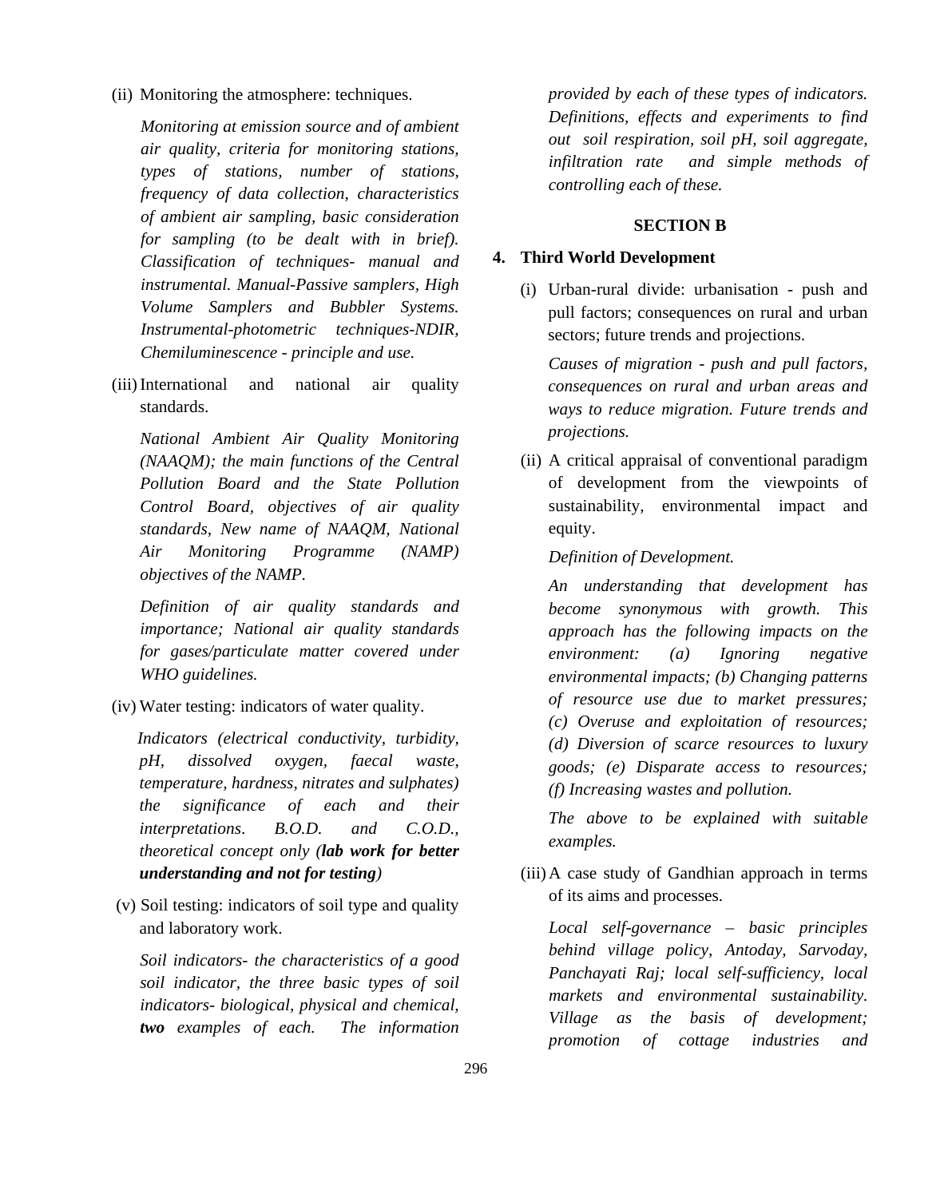(ii) Monitoring the atmosphere: techniques.

*Monitoring at emission source and of ambient air quality, criteria for monitoring stations, types of stations, number of stations, frequency of data collection, characteristics of ambient air sampling, basic consideration for sampling (to be dealt with in brief). Classification of techniques- manual and instrumental. Manual-Passive samplers, High Volume Samplers and Bubbler Systems. Instrumental-photometric techniques-NDIR, Chemiluminescence - principle and use.*

(iii) International and national air quality standards.

*National Ambient Air Quality Monitoring (NAAQM); the main functions of the Central Pollution Board and the State Pollution Control Board, objectives of air quality standards, New name of NAAQM, National Air Monitoring Programme (NAMP) objectives of the NAMP.*

*Definition of air quality standards and importance; National air quality standards for gases/particulate matter covered under WHO guidelines.*

(iv) Water testing: indicators of water quality.

*Indicators (electrical conductivity, turbidity, pH, dissolved oxygen, faecal waste, temperature, hardness, nitrates and sulphates) the significance of each and their interpretations. B.O.D. and C.O.D., theoretical concept only (**lab work for better understanding and not for testing**)*

(v) Soil testing: indicators of soil type and quality and laboratory work.

*Soil indicators- the characteristics of a good soil indicator, the three basic types of soil indicators- biological, physical and chemical, **two** examples of each. The information provided by each of these types of indicators. Definitions, effects and experiments to find out soil respiration, soil pH, soil aggregate, infiltration rate and simple methods of controlling each of these.*

## SECTION B

### 4. Third World Development

(i) Urban-rural divide: urbanisation - push and pull factors; consequences on rural and urban sectors; future trends and projections.

*Causes of migration - push and pull factors, consequences on rural and urban areas and ways to reduce migration. Future trends and projections.*

(ii) A critical appraisal of conventional paradigm of development from the viewpoints of sustainability, environmental impact and equity.

*Definition of Development.*

*An understanding that development has become synonymous with growth. This approach has the following impacts on the environment: (a) Ignoring negative environmental impacts; (b) Changing patterns of resource use due to market pressures; (c) Overuse and exploitation of resources; (d) Diversion of scarce resources to luxury goods; (e) Disparate access to resources; (f) Increasing wastes and pollution.*

*The above to be explained with suitable examples.*

(iii) A case study of Gandhian approach in terms of its aims and processes.

*Local self-governance – basic principles behind village policy, Antoday, Sarvoday, Panchayati Raj; local self-sufficiency, local markets and environmental sustainability. Village as the basis of development; promotion of cottage industries and*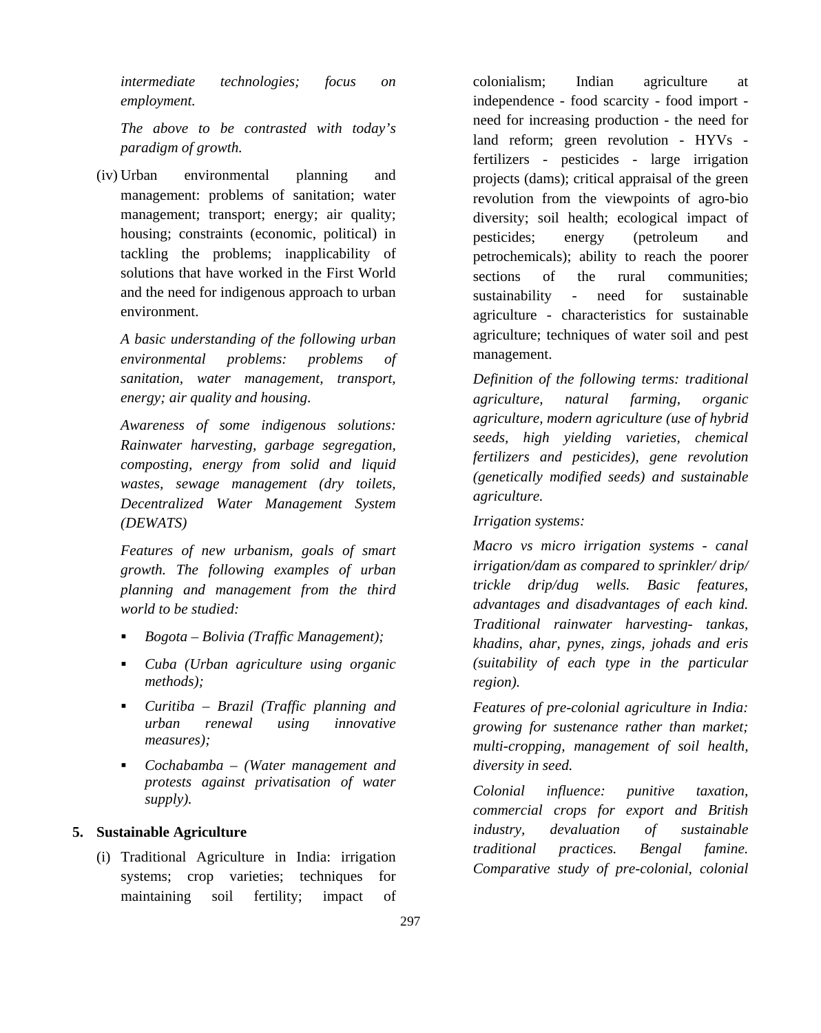*intermediate technologies; focus on employment.*

*The above to be contrasted with today's paradigm of growth.*

(iv) Urban environmental planning and management: problems of sanitation; water management; transport; energy; air quality; housing; constraints (economic, political) in tackling the problems; inapplicability of solutions that have worked in the First World and the need for indigenous approach to urban environment.

*A basic understanding of the following urban environmental problems: problems of sanitation, water management, transport, energy; air quality and housing.*

*Awareness of some indigenous solutions: Rainwater harvesting, garbage segregation, composting, energy from solid and liquid wastes, sewage management (dry toilets, Decentralized Water Management System (DEWATS)*

*Features of new urbanism, goals of smart growth. The following examples of urban planning and management from the third world to be studied:*

- *Bogota – Bolivia (Traffic Management);*
- *Cuba (Urban agriculture using organic methods);*
- *Curitiba – Brazil (Traffic planning and urban renewal using innovative measures);*
- *Cochabamba – (Water management and protests against privatisation of water supply).*

## 5. Sustainable Agriculture

(i) Traditional Agriculture in India: irrigation systems; crop varieties; techniques for maintaining soil fertility; impact of colonialism; Indian agriculture at independence - food scarcity - food import - need for increasing production - the need for land reform; green revolution - HYVs - fertilizers - pesticides - large irrigation projects (dams); critical appraisal of the green revolution from the viewpoints of agro-bio diversity; soil health; ecological impact of pesticides; energy (petroleum and petrochemicals); ability to reach the poorer sections of the rural communities; sustainability - need for sustainable agriculture - characteristics for sustainable agriculture; techniques of water soil and pest management.

*Definition of the following terms: traditional agriculture, natural farming, organic agriculture, modern agriculture (use of hybrid seeds, high yielding varieties, chemical fertilizers and pesticides), gene revolution (genetically modified seeds) and sustainable agriculture.*

*Irrigation systems:*

*Macro vs micro irrigation systems - canal irrigation/dam as compared to sprinkler/ drip/ trickle drip/dug wells. Basic features, advantages and disadvantages of each kind. Traditional rainwater harvesting- tankas, khadins, ahar, pynes, zings, johads and eris (suitability of each type in the particular region).*

*Features of pre-colonial agriculture in India: growing for sustenance rather than market; multi-cropping, management of soil health, diversity in seed.*

*Colonial influence: punitive taxation, commercial crops for export and British industry, devaluation of sustainable traditional practices. Bengal famine. Comparative study of pre-colonial, colonial*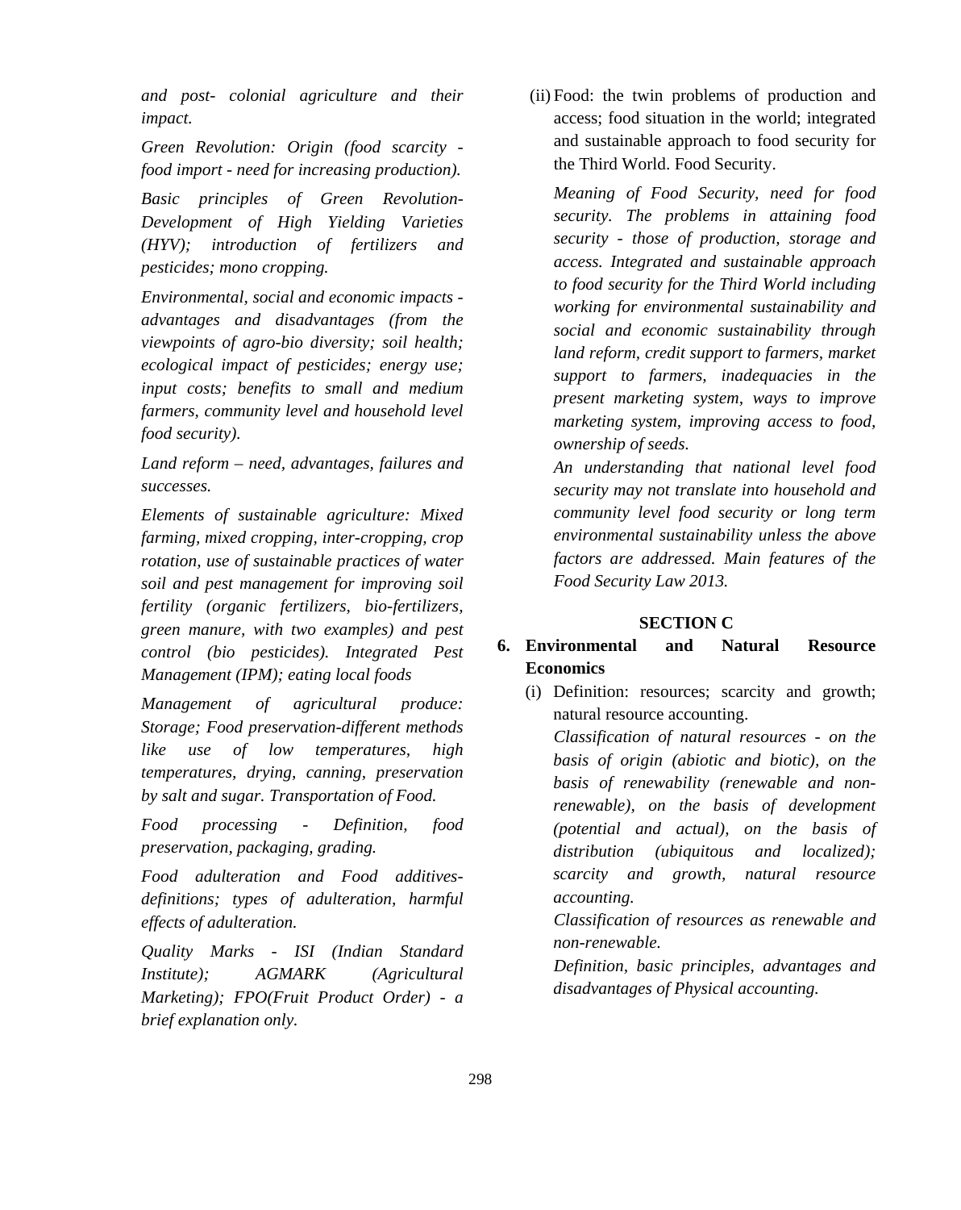*and post- colonial agriculture and their impact.*

*Green Revolution: Origin (food scarcity - food import - need for increasing production).*

*Basic principles of Green Revolution- Development of High Yielding Varieties (HYV); introduction of fertilizers and pesticides; mono cropping.*

*Environmental, social and economic impacts - advantages and disadvantages (from the viewpoints of agro-bio diversity; soil health; ecological impact of pesticides; energy use; input costs; benefits to small and medium farmers, community level and household level food security).*

*Land reform – need, advantages, failures and successes.*

*Elements of sustainable agriculture: Mixed farming, mixed cropping, inter-cropping, crop rotation, use of sustainable practices of water soil and pest management for improving soil fertility (organic fertilizers, bio-fertilizers, green manure, with two examples) and pest control (bio pesticides). Integrated Pest Management (IPM); eating local foods*

*Management of agricultural produce: Storage; Food preservation-different methods like use of low temperatures, high temperatures, drying, canning, preservation by salt and sugar. Transportation of Food.*

*Food processing - Definition, food preservation, packaging, grading.*

*Food adulteration and Food additives- definitions; types of adulteration, harmful effects of adulteration.*

*Quality Marks - ISI (Indian Standard Institute); AGMARK (Agricultural Marketing); FPO(Fruit Product Order) - a brief explanation only.*

(ii) Food: the twin problems of production and access; food situation in the world; integrated and sustainable approach to food security for the Third World. Food Security.

*Meaning of Food Security, need for food security. The problems in attaining food security - those of production, storage and access. Integrated and sustainable approach to food security for the Third World including working for environmental sustainability and social and economic sustainability through land reform, credit support to farmers, market support to farmers, inadequacies in the present marketing system, ways to improve marketing system, improving access to food, ownership of seeds.*

*An understanding that national level food security may not translate into household and community level food security or long term environmental sustainability unless the above factors are addressed. Main features of the Food Security Law 2013.*

## SECTION C

**6. Environmental and Natural Resource Economics**

(i) Definition: resources; scarcity and growth; natural resource accounting.

*Classification of natural resources - on the basis of origin (abiotic and biotic), on the basis of renewability (renewable and non-renewable), on the basis of development (potential and actual), on the basis of distribution (ubiquitous and localized); scarcity and growth, natural resource accounting.*

*Classification of resources as renewable and non-renewable.*

*Definition, basic principles, advantages and disadvantages of Physical accounting.*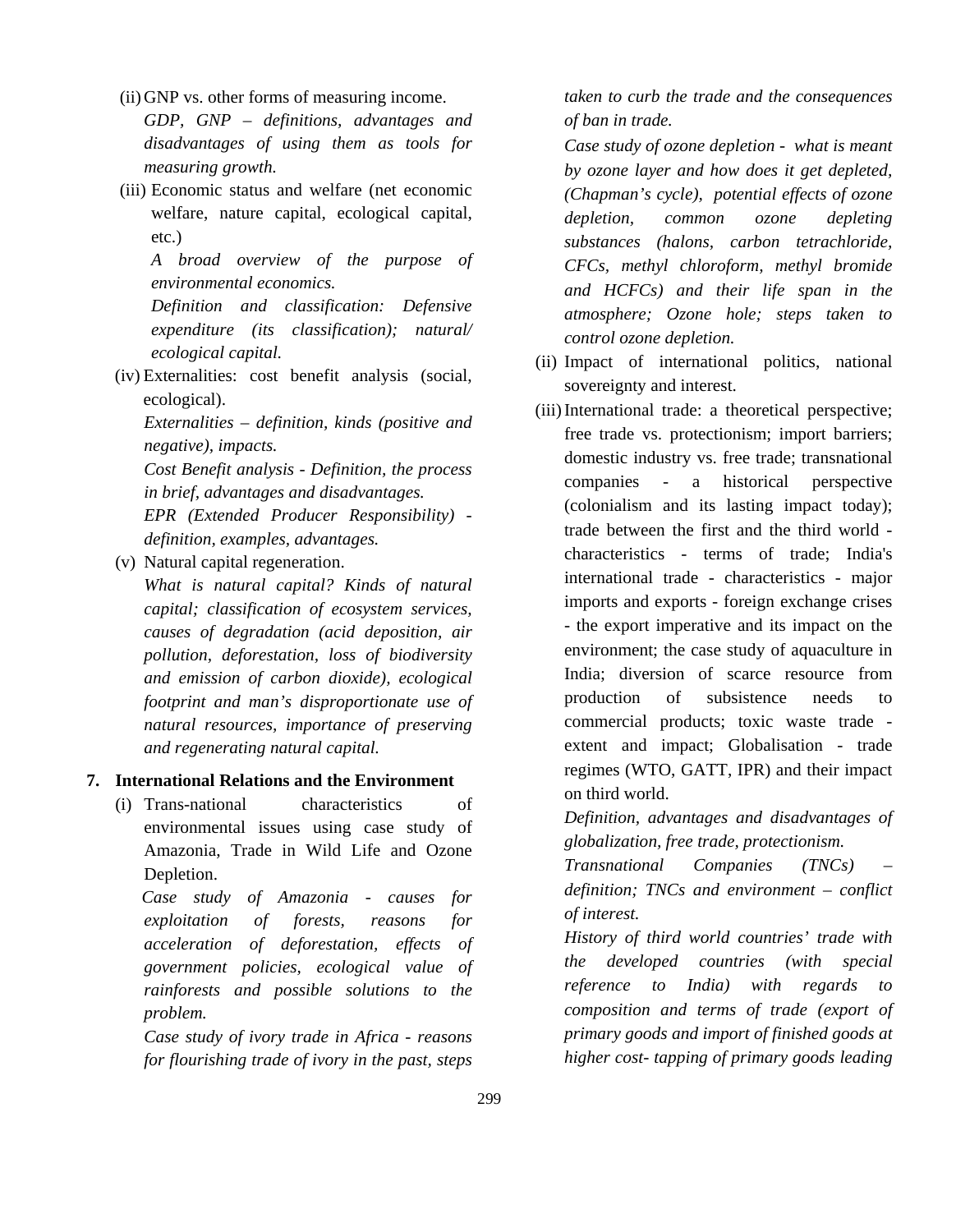(ii) GNP vs. other forms of measuring income.

*GDP, GNP – definitions, advantages and disadvantages of using them as tools for measuring growth.*

(iii) Economic status and welfare (net economic welfare, nature capital, ecological capital, etc.)

*A broad overview of the purpose of environmental economics.*

*Definition and classification: Defensive expenditure (its classification); natural/ ecological capital.*

(iv) Externalities: cost benefit analysis (social, ecological).

*Externalities – definition, kinds (positive and negative), impacts.*

*Cost Benefit analysis - Definition, the process in brief, advantages and disadvantages.*

*EPR (Extended Producer Responsibility) - definition, examples, advantages.*

(v) Natural capital regeneration.

*What is natural capital? Kinds of natural capital; classification of ecosystem services, causes of degradation (acid deposition, air pollution, deforestation, loss of biodiversity and emission of carbon dioxide), ecological footprint and man's disproportionate use of natural resources, importance of preserving and regenerating natural capital.*

**7. International Relations and the Environment**

(i) Trans-national characteristics of environmental issues using case study of Amazonia, Trade in Wild Life and Ozone Depletion.

*Case study of Amazonia - causes for exploitation of forests, reasons for acceleration of deforestation, effects of government policies, ecological value of rainforests and possible solutions to the problem.*

*Case study of ivory trade in Africa - reasons for flourishing trade of ivory in the past, steps taken to curb the trade and the consequences of ban in trade.*

*Case study of ozone depletion - what is meant by ozone layer and how does it get depleted, (Chapman's cycle), potential effects of ozone depletion, common ozone depleting substances (halons, carbon tetrachloride, CFCs, methyl chloroform, methyl bromide and HCFCs) and their life span in the atmosphere; Ozone hole; steps taken to control ozone depletion.*

(ii) Impact of international politics, national sovereignty and interest.

(iii) International trade: a theoretical perspective; free trade vs. protectionism; import barriers; domestic industry vs. free trade; transnational companies - a historical perspective (colonialism and its lasting impact today); trade between the first and the third world - characteristics - terms of trade; India's international trade - characteristics - major imports and exports - foreign exchange crises - the export imperative and its impact on the environment; the case study of aquaculture in India; diversion of scarce resource from production of subsistence needs to commercial products; toxic waste trade - extent and impact; Globalisation - trade regimes (WTO, GATT, IPR) and their impact on third world.

*Definition, advantages and disadvantages of globalization, free trade, protectionism.*

*Transnational Companies (TNCs) – definition; TNCs and environment – conflict of interest.*

*History of third world countries' trade with the developed countries (with special reference to India) with regards to composition and terms of trade (export of primary goods and import of finished goods at higher cost- tapping of primary goods leading*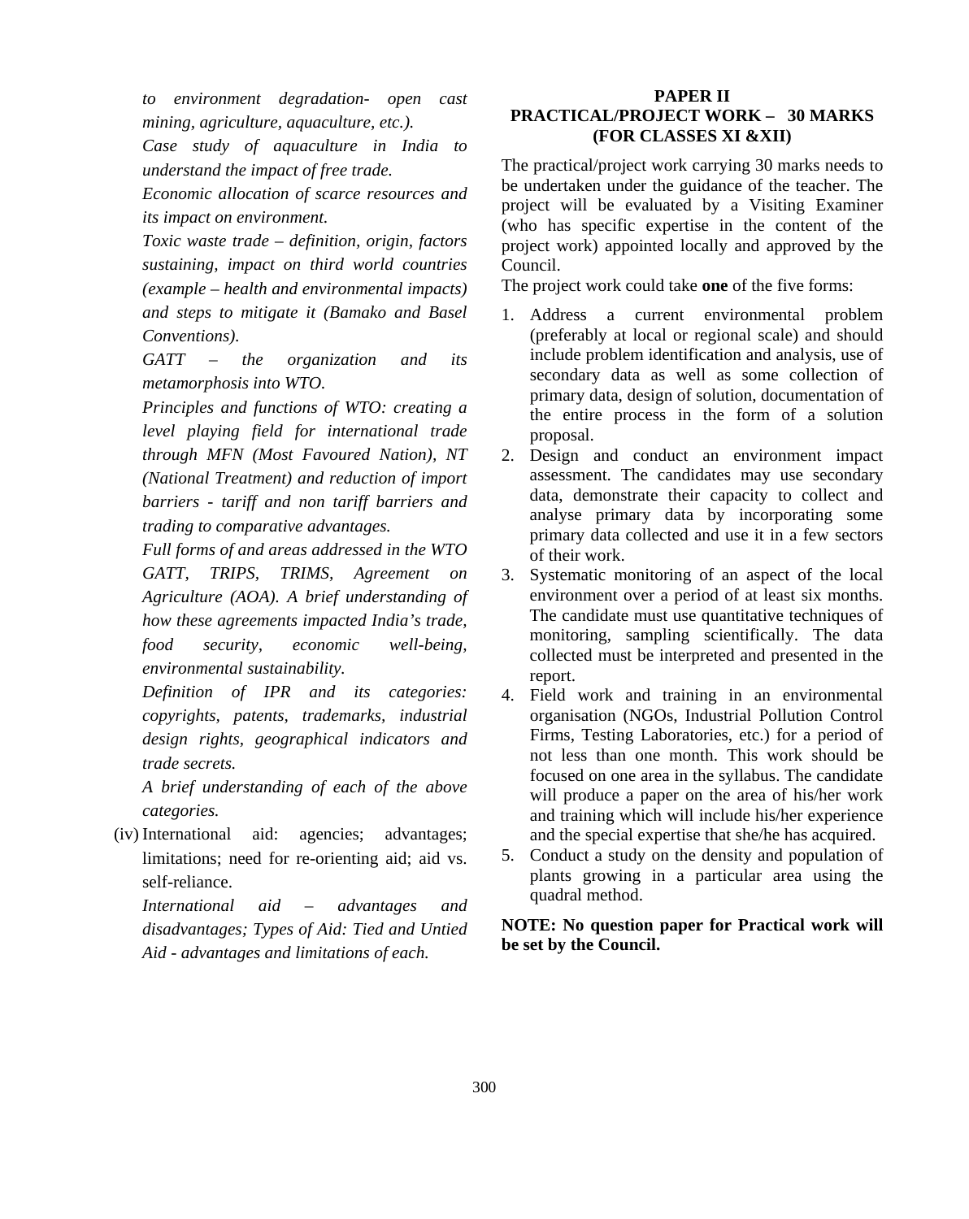*to environment degradation- open cast mining, agriculture, aquaculture, etc.).*

*Case study of aquaculture in India to understand the impact of free trade.*

*Economic allocation of scarce resources and its impact on environment.*

*Toxic waste trade – definition, origin, factors sustaining, impact on third world countries (example – health and environmental impacts) and steps to mitigate it (Bamako and Basel Conventions).*

*GATT – the organization and its metamorphosis into WTO.*

*Principles and functions of WTO: creating a level playing field for international trade through MFN (Most Favoured Nation), NT (National Treatment) and reduction of import barriers - tariff and non tariff barriers and trading to comparative advantages.*

*Full forms of and areas addressed in the WTO GATT, TRIPS, TRIMS, Agreement on Agriculture (AOA). A brief understanding of how these agreements impacted India's trade, food security, economic well-being, environmental sustainability.*

*Definition of IPR and its categories: copyrights, patents, trademarks, industrial design rights, geographical indicators and trade secrets.*

*A brief understanding of each of the above categories.*

(iv) International aid: agencies; advantages; limitations; need for re-orienting aid; aid vs. self-reliance.

*International aid – advantages and disadvantages; Types of Aid: Tied and Untied Aid - advantages and limitations of each.*

## PAPER II
## PRACTICAL/PROJECT WORK – 30 MARKS
## (FOR CLASSES XI &XII)

The practical/project work carrying 30 marks needs to be undertaken under the guidance of the teacher. The project will be evaluated by a Visiting Examiner (who has specific expertise in the content of the project work) appointed locally and approved by the Council.

The project work could take **one** of the five forms:

1. Address a current environmental problem (preferably at local or regional scale) and should include problem identification and analysis, use of secondary data as well as some collection of primary data, design of solution, documentation of the entire process in the form of a solution proposal.
2. Design and conduct an environment impact assessment. The candidates may use secondary data, demonstrate their capacity to collect and analyse primary data by incorporating some primary data collected and use it in a few sectors of their work.
3. Systematic monitoring of an aspect of the local environment over a period of at least six months. The candidate must use quantitative techniques of monitoring, sampling scientifically. The data collected must be interpreted and presented in the report.
4. Field work and training in an environmental organisation (NGOs, Industrial Pollution Control Firms, Testing Laboratories, etc.) for a period of not less than one month. This work should be focused on one area in the syllabus. The candidate will produce a paper on the area of his/her work and training which will include his/her experience and the special expertise that she/he has acquired.
5. Conduct a study on the density and population of plants growing in a particular area using the quadral method.

**NOTE: No question paper for Practical work will be set by the Council.**